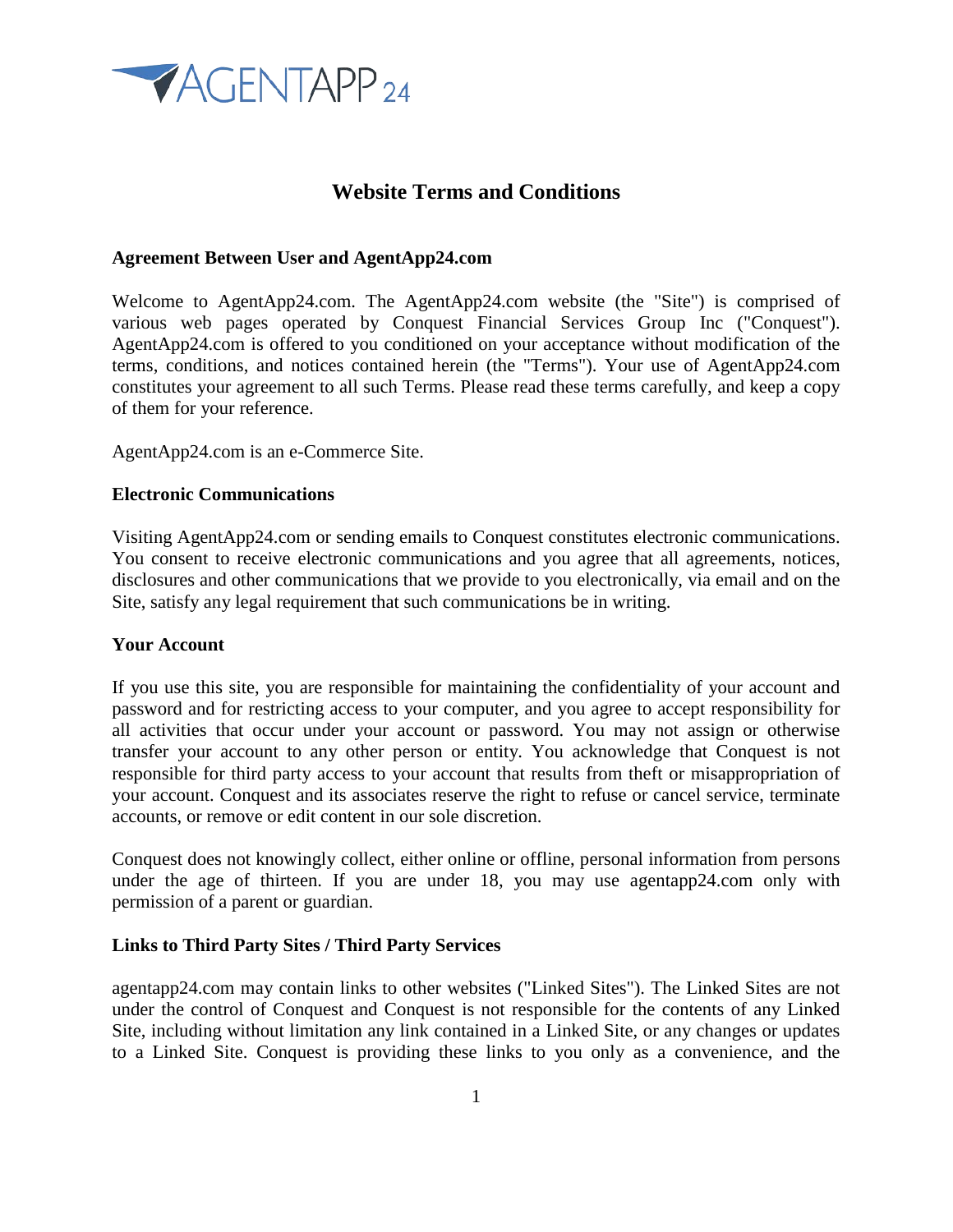AGENTAPP 24

# Website Terms and Conditions

## Agreement Between User and AgentApp24.com

Welcome to AgentApp24.com. The AgentApp24.com website (the "Site") is comprised of various web pages operated by Conquest Financial Services Group Inc ("Conquest"). AgentApp24.com is offered to you conditioned on your acceptance without modification of the terms, conditions, and notices contained herein (the "Terms"). Your use of AgentApp24.com constitutes your agreement to all such Terms. Please read these terms carefully, and keep a copy of them for your reference.

AgentApp24.com is an e-Commerce Site.

## Electronic Communications

Visiting AgentApp24.com or sending emails to Conquest constitutes electronic communications. You consent to receive electronic communications and you agree that all agreements, notices, disclosures and other communications that we provide to you electronically, via email and on the Site, satisfy any legal requirement that such communications be in writing.

## Your Account

If you use this site, you are responsible for maintaining the confidentiality of your account and password and for restricting access to your computer, and you agree to accept responsibility for all activities that occur under your account or password. You may not assign or otherwise transfer your account to any other person or entity. You acknowledge that Conquest is not responsible for third party access to your account that results from theft or misappropriation of your account. Conquest and its associates reserve the right to refuse or cancel service, terminate accounts, or remove or edit content in our sole discretion.

Conquest does not knowingly collect, either online or offline, personal information from persons under the age of thirteen. If you are under 18, you may use agentapp24.com only with permission of a parent or guardian.

## Links to Third Party Sites / Third Party Services

agentapp24.com may contain links to other websites ("Linked Sites"). The Linked Sites are not under the control of Conquest and Conquest is not responsible for the contents of any Linked Site, including without limitation any link contained in a Linked Site, or any changes or updates to a Linked Site. Conquest is providing these links to you only as a convenience, and the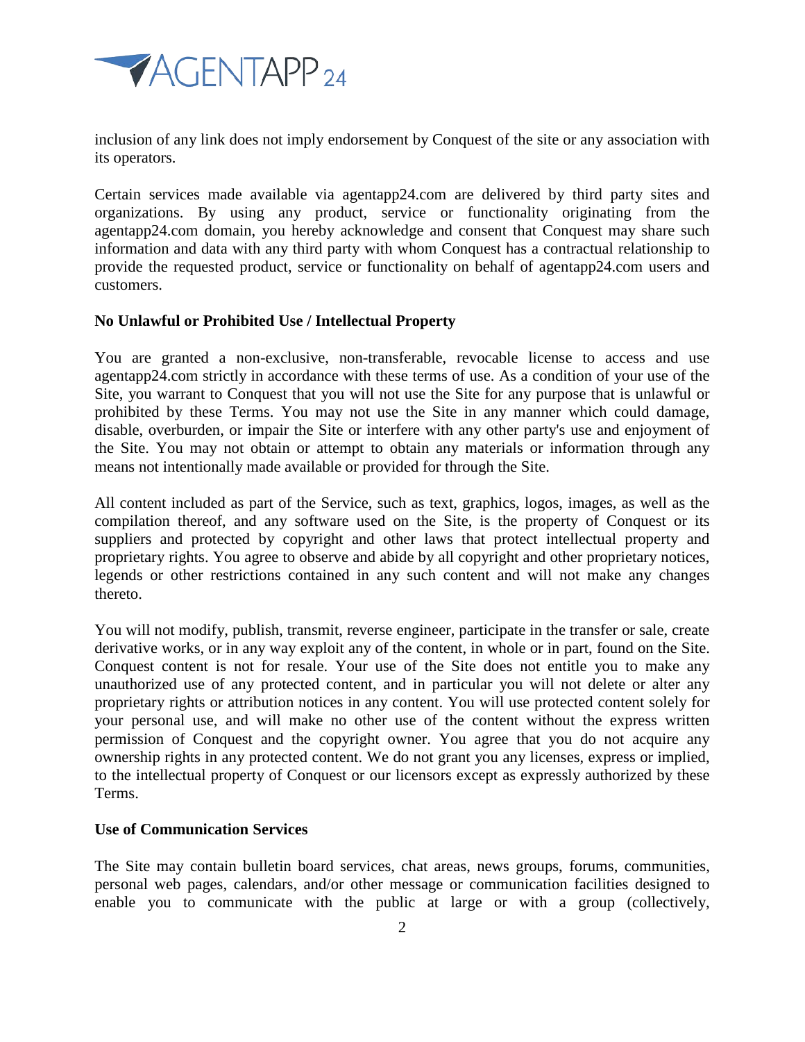inclusion of any link does not imply endorsement by Conquest of the site or any association with its operators.

Certain services made available via agentapp24.com are delivered by third party sites and organizations. By using any product, service or functionality originating from the agentapp24.com domain, you hereby acknowledge and consent that Conquest may share such information and data with any third party with whom Conquest has a contractual relationship to provide the requested product, service or functionality on behalf of agentapp24.com users and customers.

**No Unlawful or Prohibited Use / Intellectual Property**

You are granted a non-exclusive, non-transferable, revocable license to access and use agentapp24.com strictly in accordance with these terms of use. As a condition of your use of the Site, you warrant to Conquest that you will not use the Site for any purpose that is unlawful or prohibited by these Terms. You may not use the Site in any manner which could damage, disable, overburden, or impair the Site or interfere with any other party's use and enjoyment of the Site. You may not obtain or attempt to obtain any materials or information through any means not intentionally made available or provided for through the Site.

All content included as part of the Service, such as text, graphics, logos, images, as well as the compilation thereof, and any software used on the Site, is the property of Conquest or its suppliers and protected by copyright and other laws that protect intellectual property and proprietary rights. You agree to observe and abide by all copyright and other proprietary notices, legends or other restrictions contained in any such content and will not make any changes thereto.

You will not modify, publish, transmit, reverse engineer, participate in the transfer or sale, create derivative works, or in any way exploit any of the content, in whole or in part, found on the Site. Conquest content is not for resale. Your use of the Site does not entitle you to make any unauthorized use of any protected content, and in particular you will not delete or alter any proprietary rights or attribution notices in any content. You will use protected content solely for your personal use, and will make no other use of the content without the express written permission of Conquest and the copyright owner. You agree that you do not acquire any ownership rights in any protected content. We do not grant you any licenses, express or implied, to the intellectual property of Conquest or our licensors except as expressly authorized by these Terms.

**Use of Communication Services**

The Site may contain bulletin board services, chat areas, news groups, forums, communities, personal web pages, calendars, and/or other message or communication facilities designed to enable you to communicate with the public at large or with a group (collectively,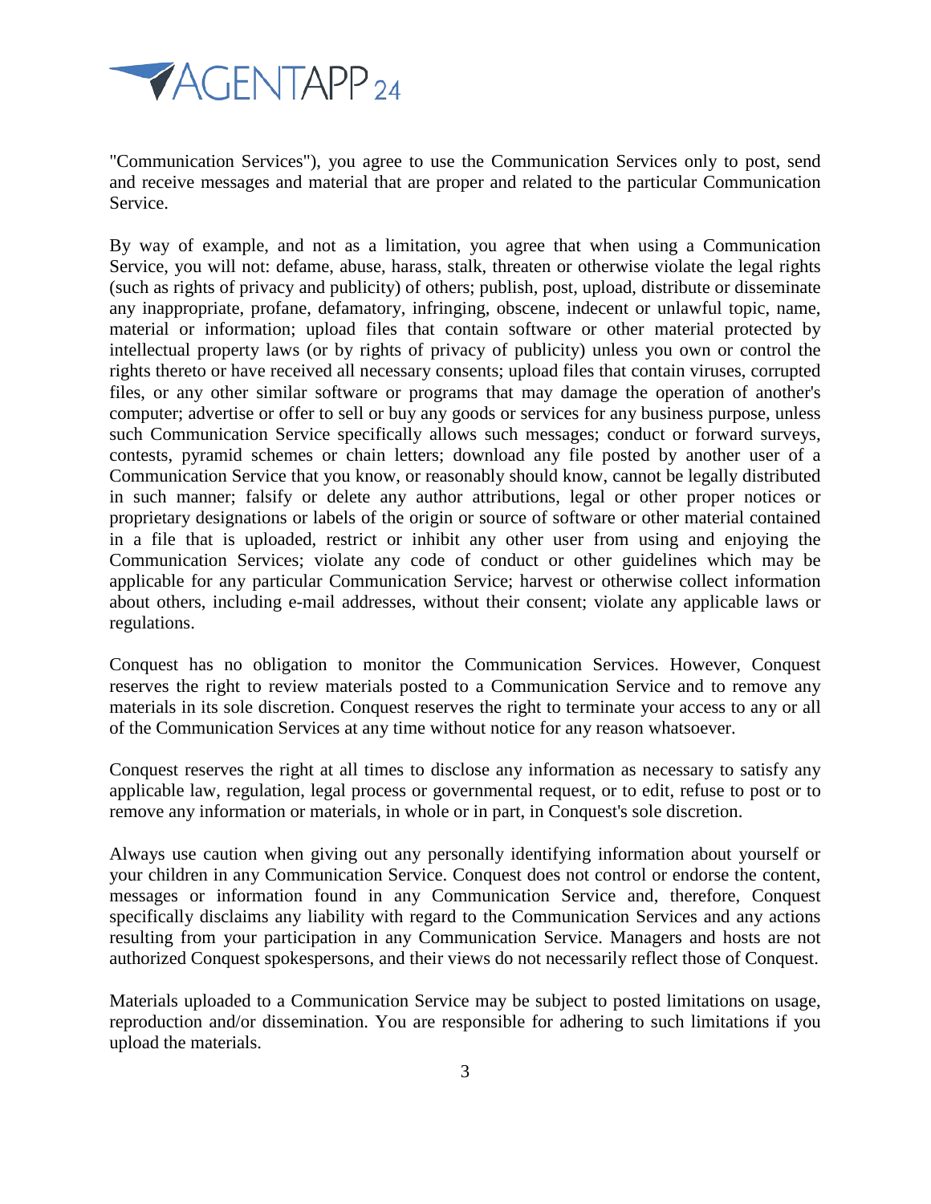"Communication Services"), you agree to use the Communication Services only to post, send and receive messages and material that are proper and related to the particular Communication Service.

By way of example, and not as a limitation, you agree that when using a Communication Service, you will not: defame, abuse, harass, stalk, threaten or otherwise violate the legal rights (such as rights of privacy and publicity) of others; publish, post, upload, distribute or disseminate any inappropriate, profane, defamatory, infringing, obscene, indecent or unlawful topic, name, material or information; upload files that contain software or other material protected by intellectual property laws (or by rights of privacy of publicity) unless you own or control the rights thereto or have received all necessary consents; upload files that contain viruses, corrupted files, or any other similar software or programs that may damage the operation of another's computer; advertise or offer to sell or buy any goods or services for any business purpose, unless such Communication Service specifically allows such messages; conduct or forward surveys, contests, pyramid schemes or chain letters; download any file posted by another user of a Communication Service that you know, or reasonably should know, cannot be legally distributed in such manner; falsify or delete any author attributions, legal or other proper notices or proprietary designations or labels of the origin or source of software or other material contained in a file that is uploaded, restrict or inhibit any other user from using and enjoying the Communication Services; violate any code of conduct or other guidelines which may be applicable for any particular Communication Service; harvest or otherwise collect information about others, including e-mail addresses, without their consent; violate any applicable laws or regulations.

Conquest has no obligation to monitor the Communication Services. However, Conquest reserves the right to review materials posted to a Communication Service and to remove any materials in its sole discretion. Conquest reserves the right to terminate your access to any or all of the Communication Services at any time without notice for any reason whatsoever.

Conquest reserves the right at all times to disclose any information as necessary to satisfy any applicable law, regulation, legal process or governmental request, or to edit, refuse to post or to remove any information or materials, in whole or in part, in Conquest's sole discretion.

Always use caution when giving out any personally identifying information about yourself or your children in any Communication Service. Conquest does not control or endorse the content, messages or information found in any Communication Service and, therefore, Conquest specifically disclaims any liability with regard to the Communication Services and any actions resulting from your participation in any Communication Service. Managers and hosts are not authorized Conquest spokespersons, and their views do not necessarily reflect those of Conquest.

Materials uploaded to a Communication Service may be subject to posted limitations on usage, reproduction and/or dissemination. You are responsible for adhering to such limitations if you upload the materials.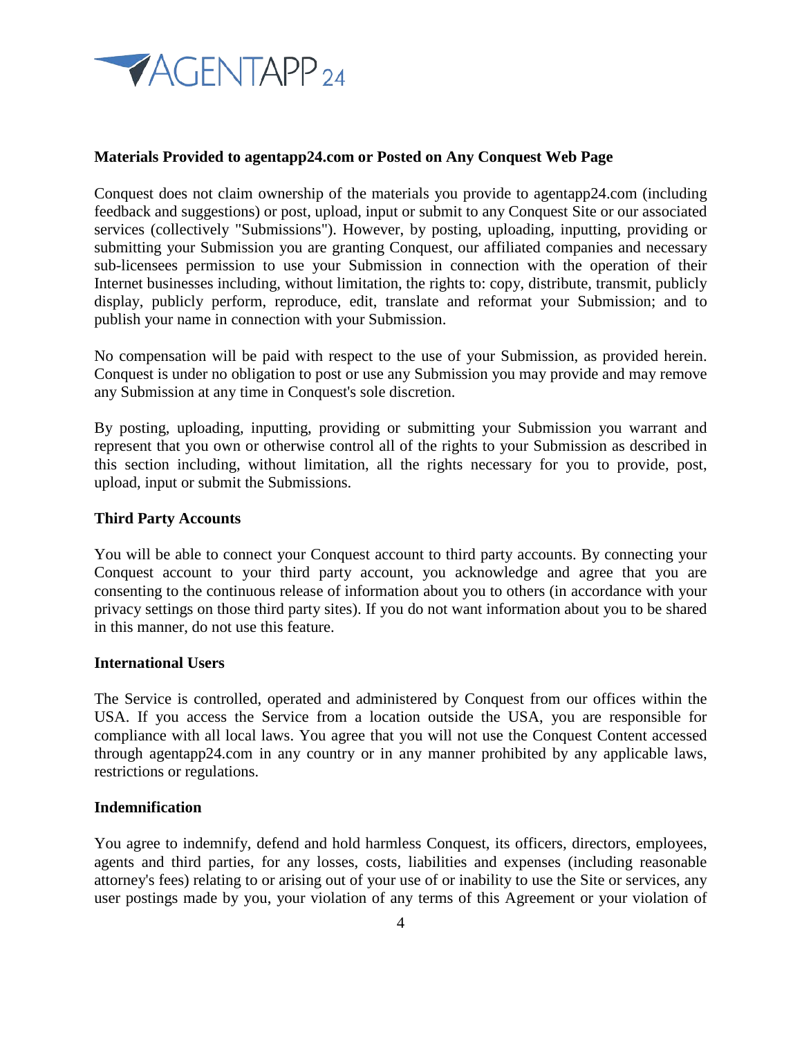**Materials Provided to agentapp24.com or Posted on Any Conquest Web Page**

Conquest does not claim ownership of the materials you provide to agentapp24.com (including feedback and suggestions) or post, upload, input or submit to any Conquest Site or our associated services (collectively "Submissions"). However, by posting, uploading, inputting, providing or submitting your Submission you are granting Conquest, our affiliated companies and necessary sub-licensees permission to use your Submission in connection with the operation of their Internet businesses including, without limitation, the rights to: copy, distribute, transmit, publicly display, publicly perform, reproduce, edit, translate and reformat your Submission; and to publish your name in connection with your Submission.

No compensation will be paid with respect to the use of your Submission, as provided herein. Conquest is under no obligation to post or use any Submission you may provide and may remove any Submission at any time in Conquest's sole discretion.

By posting, uploading, inputting, providing or submitting your Submission you warrant and represent that you own or otherwise control all of the rights to your Submission as described in this section including, without limitation, all the rights necessary for you to provide, post, upload, input or submit the Submissions.

**Third Party Accounts**

You will be able to connect your Conquest account to third party accounts. By connecting your Conquest account to your third party account, you acknowledge and agree that you are consenting to the continuous release of information about you to others (in accordance with your privacy settings on those third party sites). If you do not want information about you to be shared in this manner, do not use this feature.

**International Users**

The Service is controlled, operated and administered by Conquest from our offices within the USA. If you access the Service from a location outside the USA, you are responsible for compliance with all local laws. You agree that you will not use the Conquest Content accessed through agentapp24.com in any country or in any manner prohibited by any applicable laws, restrictions or regulations.

**Indemnification**

You agree to indemnify, defend and hold harmless Conquest, its officers, directors, employees, agents and third parties, for any losses, costs, liabilities and expenses (including reasonable attorney's fees) relating to or arising out of your use of or inability to use the Site or services, any user postings made by you, your violation of any terms of this Agreement or your violation of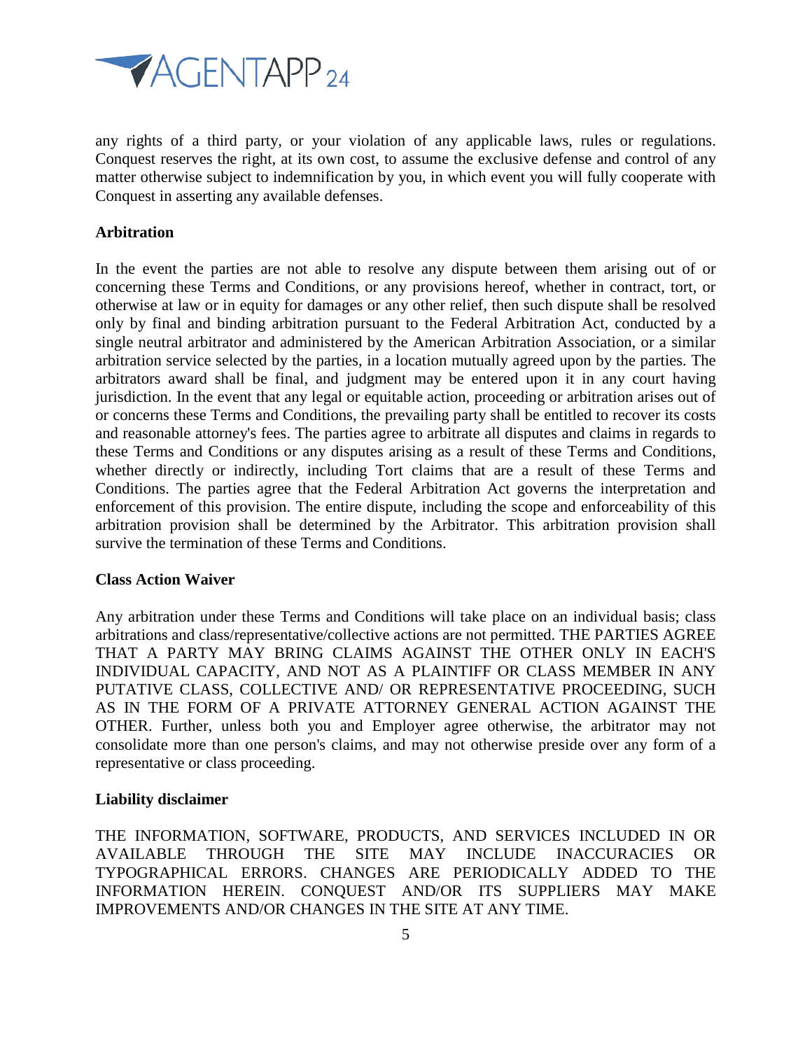any rights of a third party, or your violation of any applicable laws, rules or regulations. Conquest reserves the right, at its own cost, to assume the exclusive defense and control of any matter otherwise subject to indemnification by you, in which event you will fully cooperate with Conquest in asserting any available defenses.

**Arbitration**

In the event the parties are not able to resolve any dispute between them arising out of or concerning these Terms and Conditions, or any provisions hereof, whether in contract, tort, or otherwise at law or in equity for damages or any other relief, then such dispute shall be resolved only by final and binding arbitration pursuant to the Federal Arbitration Act, conducted by a single neutral arbitrator and administered by the American Arbitration Association, or a similar arbitration service selected by the parties, in a location mutually agreed upon by the parties. The arbitrators award shall be final, and judgment may be entered upon it in any court having jurisdiction. In the event that any legal or equitable action, proceeding or arbitration arises out of or concerns these Terms and Conditions, the prevailing party shall be entitled to recover its costs and reasonable attorney's fees. The parties agree to arbitrate all disputes and claims in regards to these Terms and Conditions or any disputes arising as a result of these Terms and Conditions, whether directly or indirectly, including Tort claims that are a result of these Terms and Conditions. The parties agree that the Federal Arbitration Act governs the interpretation and enforcement of this provision. The entire dispute, including the scope and enforceability of this arbitration provision shall be determined by the Arbitrator. This arbitration provision shall survive the termination of these Terms and Conditions.

**Class Action Waiver**

Any arbitration under these Terms and Conditions will take place on an individual basis; class arbitrations and class/representative/collective actions are not permitted. THE PARTIES AGREE THAT A PARTY MAY BRING CLAIMS AGAINST THE OTHER ONLY IN EACH'S INDIVIDUAL CAPACITY, AND NOT AS A PLAINTIFF OR CLASS MEMBER IN ANY PUTATIVE CLASS, COLLECTIVE AND/ OR REPRESENTATIVE PROCEEDING, SUCH AS IN THE FORM OF A PRIVATE ATTORNEY GENERAL ACTION AGAINST THE OTHER. Further, unless both you and Employer agree otherwise, the arbitrator may not consolidate more than one person's claims, and may not otherwise preside over any form of a representative or class proceeding.

**Liability disclaimer**

THE INFORMATION, SOFTWARE, PRODUCTS, AND SERVICES INCLUDED IN OR AVAILABLE THROUGH THE SITE MAY INCLUDE INACCURACIES OR TYPOGRAPHICAL ERRORS. CHANGES ARE PERIODICALLY ADDED TO THE INFORMATION HEREIN. CONQUEST AND/OR ITS SUPPLIERS MAY MAKE IMPROVEMENTS AND/OR CHANGES IN THE SITE AT ANY TIME.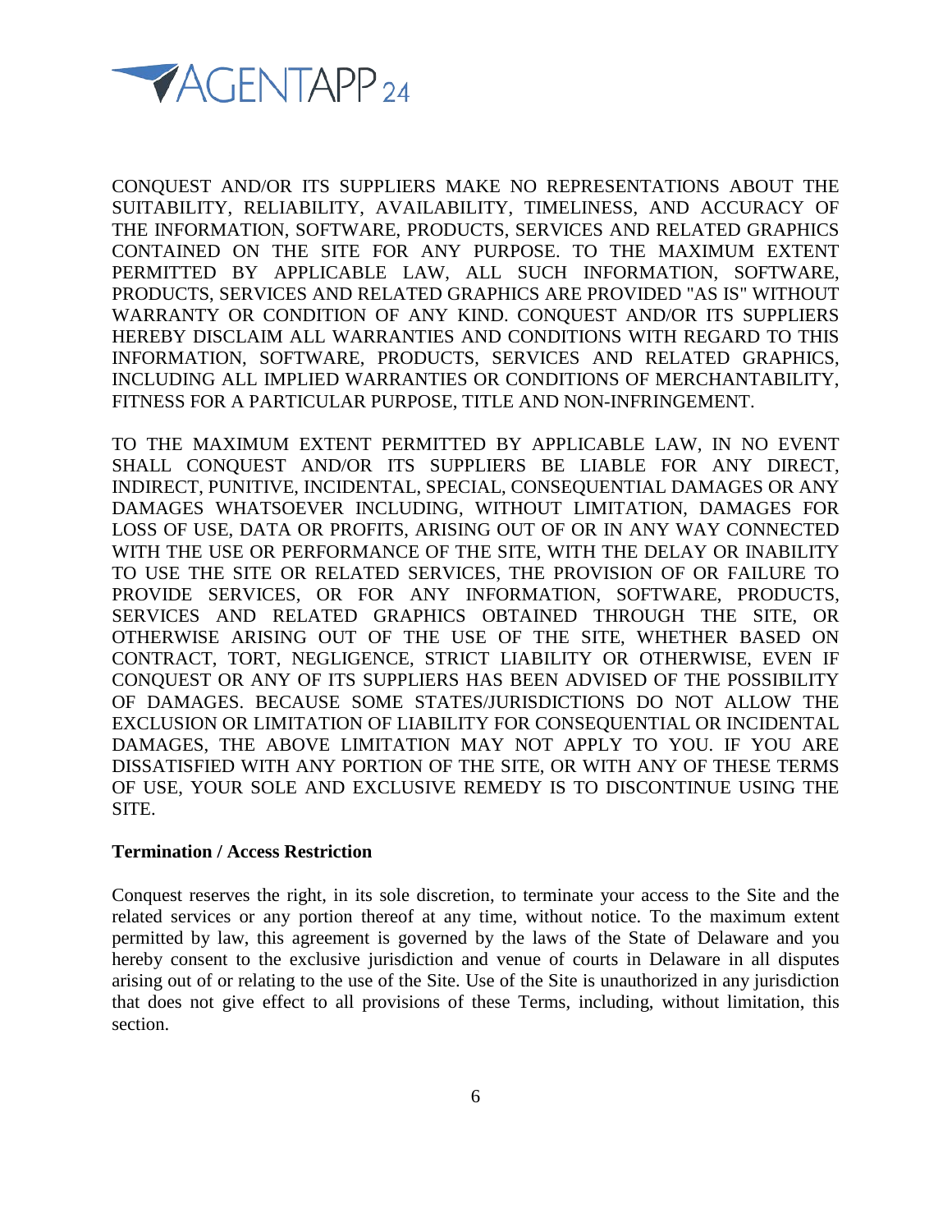CONQUEST AND/OR ITS SUPPLIERS MAKE NO REPRESENTATIONS ABOUT THE SUITABILITY, RELIABILITY, AVAILABILITY, TIMELINESS, AND ACCURACY OF THE INFORMATION, SOFTWARE, PRODUCTS, SERVICES AND RELATED GRAPHICS CONTAINED ON THE SITE FOR ANY PURPOSE. TO THE MAXIMUM EXTENT PERMITTED BY APPLICABLE LAW, ALL SUCH INFORMATION, SOFTWARE, PRODUCTS, SERVICES AND RELATED GRAPHICS ARE PROVIDED "AS IS" WITHOUT WARRANTY OR CONDITION OF ANY KIND. CONQUEST AND/OR ITS SUPPLIERS HEREBY DISCLAIM ALL WARRANTIES AND CONDITIONS WITH REGARD TO THIS INFORMATION, SOFTWARE, PRODUCTS, SERVICES AND RELATED GRAPHICS, INCLUDING ALL IMPLIED WARRANTIES OR CONDITIONS OF MERCHANTABILITY, FITNESS FOR A PARTICULAR PURPOSE, TITLE AND NON-INFRINGEMENT.

TO THE MAXIMUM EXTENT PERMITTED BY APPLICABLE LAW, IN NO EVENT SHALL CONQUEST AND/OR ITS SUPPLIERS BE LIABLE FOR ANY DIRECT, INDIRECT, PUNITIVE, INCIDENTAL, SPECIAL, CONSEQUENTIAL DAMAGES OR ANY DAMAGES WHATSOEVER INCLUDING, WITHOUT LIMITATION, DAMAGES FOR LOSS OF USE, DATA OR PROFITS, ARISING OUT OF OR IN ANY WAY CONNECTED WITH THE USE OR PERFORMANCE OF THE SITE, WITH THE DELAY OR INABILITY TO USE THE SITE OR RELATED SERVICES, THE PROVISION OF OR FAILURE TO PROVIDE SERVICES, OR FOR ANY INFORMATION, SOFTWARE, PRODUCTS, SERVICES AND RELATED GRAPHICS OBTAINED THROUGH THE SITE, OR OTHERWISE ARISING OUT OF THE USE OF THE SITE, WHETHER BASED ON CONTRACT, TORT, NEGLIGENCE, STRICT LIABILITY OR OTHERWISE, EVEN IF CONQUEST OR ANY OF ITS SUPPLIERS HAS BEEN ADVISED OF THE POSSIBILITY OF DAMAGES. BECAUSE SOME STATES/JURISDICTIONS DO NOT ALLOW THE EXCLUSION OR LIMITATION OF LIABILITY FOR CONSEQUENTIAL OR INCIDENTAL DAMAGES, THE ABOVE LIMITATION MAY NOT APPLY TO YOU. IF YOU ARE DISSATISFIED WITH ANY PORTION OF THE SITE, OR WITH ANY OF THESE TERMS OF USE, YOUR SOLE AND EXCLUSIVE REMEDY IS TO DISCONTINUE USING THE SITE.

**Termination / Access Restriction**

Conquest reserves the right, in its sole discretion, to terminate your access to the Site and the related services or any portion thereof at any time, without notice. To the maximum extent permitted by law, this agreement is governed by the laws of the State of Delaware and you hereby consent to the exclusive jurisdiction and venue of courts in Delaware in all disputes arising out of or relating to the use of the Site. Use of the Site is unauthorized in any jurisdiction that does not give effect to all provisions of these Terms, including, without limitation, this section.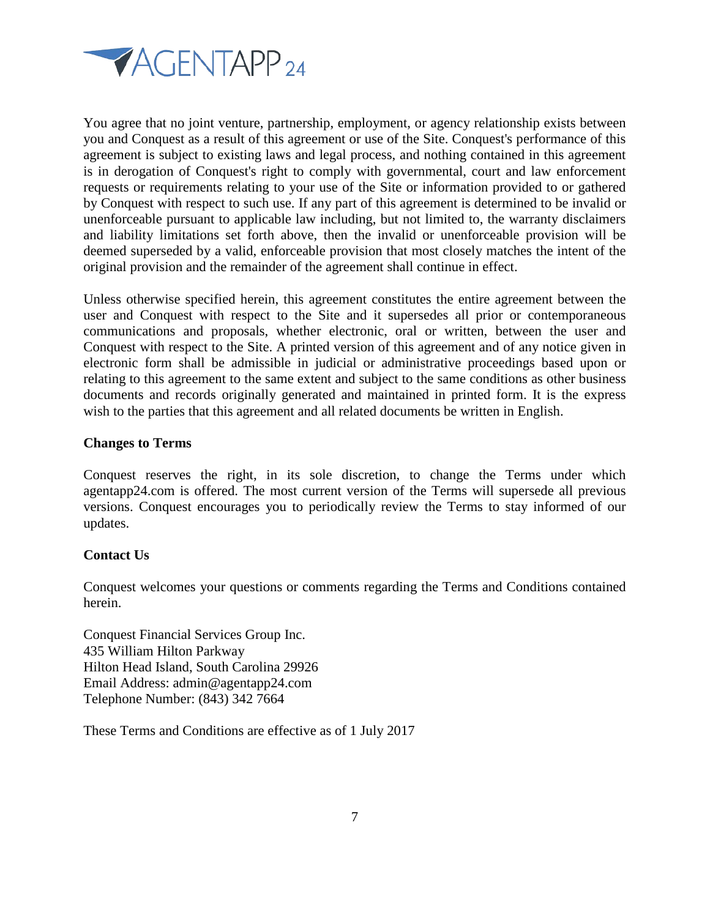You agree that no joint venture, partnership, employment, or agency relationship exists between you and Conquest as a result of this agreement or use of the Site. Conquest's performance of this agreement is subject to existing laws and legal process, and nothing contained in this agreement is in derogation of Conquest's right to comply with governmental, court and law enforcement requests or requirements relating to your use of the Site or information provided to or gathered by Conquest with respect to such use. If any part of this agreement is determined to be invalid or unenforceable pursuant to applicable law including, but not limited to, the warranty disclaimers and liability limitations set forth above, then the invalid or unenforceable provision will be deemed superseded by a valid, enforceable provision that most closely matches the intent of the original provision and the remainder of the agreement shall continue in effect.

Unless otherwise specified herein, this agreement constitutes the entire agreement between the user and Conquest with respect to the Site and it supersedes all prior or contemporaneous communications and proposals, whether electronic, oral or written, between the user and Conquest with respect to the Site. A printed version of this agreement and of any notice given in electronic form shall be admissible in judicial or administrative proceedings based upon or relating to this agreement to the same extent and subject to the same conditions as other business documents and records originally generated and maintained in printed form. It is the express wish to the parties that this agreement and all related documents be written in English.

**Changes to Terms**

Conquest reserves the right, in its sole discretion, to change the Terms under which agentapp24.com is offered. The most current version of the Terms will supersede all previous versions. Conquest encourages you to periodically review the Terms to stay informed of our updates.

**Contact Us**

Conquest welcomes your questions or comments regarding the Terms and Conditions contained herein.

Conquest Financial Services Group Inc.
435 William Hilton Parkway
Hilton Head Island, South Carolina 29926
Email Address: admin@agentapp24.com
Telephone Number: (843) 342 7664

These Terms and Conditions are effective as of 1 July 2017